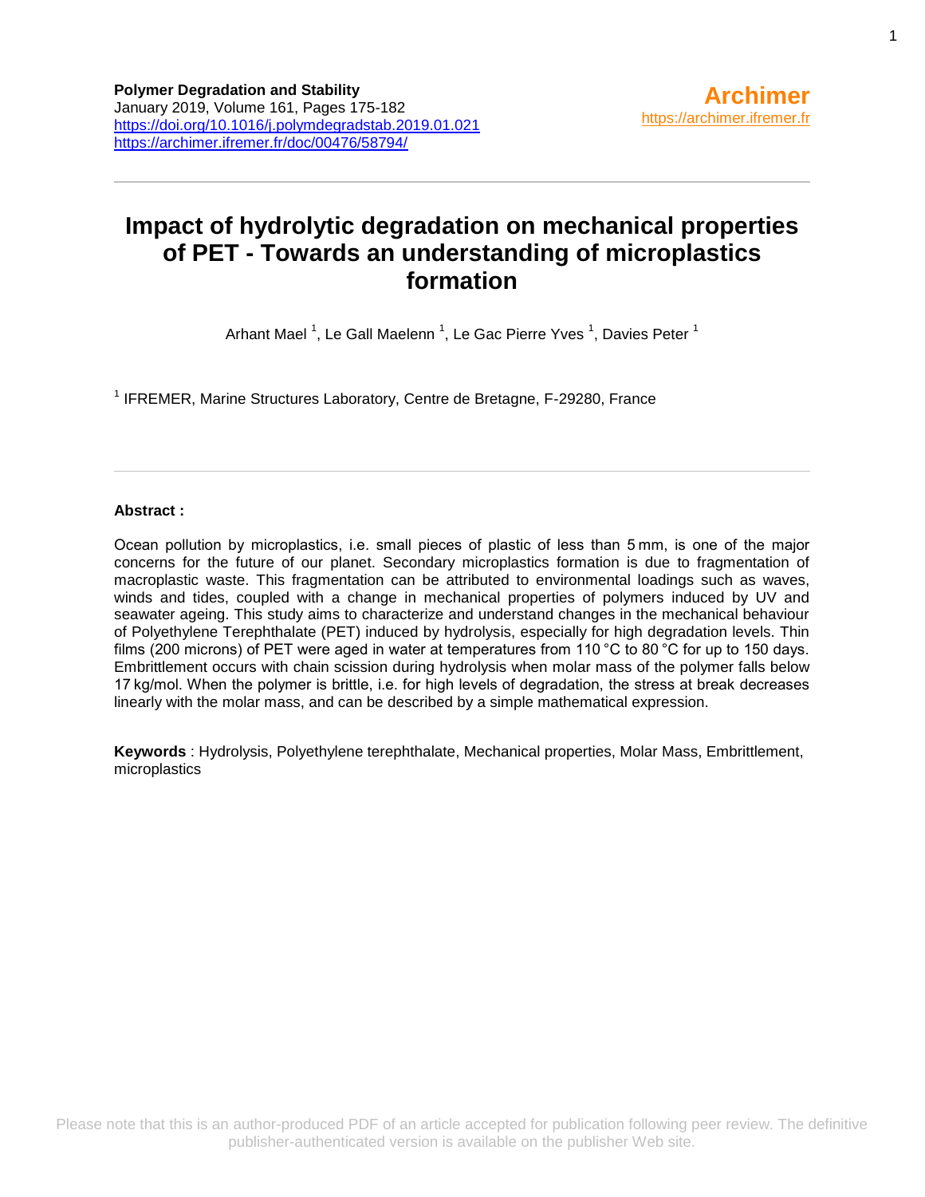**Polymer Degradation and Stability**
January 2019, Volume 161, Pages 175-182
https://doi.org/10.1016/j.polymdegradstab.2019.01.021
https://archimer.ifremer.fr/doc/00476/58794/

**Archimer**
https://archimer.ifremer.fr

# Impact of hydrolytic degradation on mechanical properties of PET - Towards an understanding of microplastics formation

Arhant Mael [1], Le Gall Maelenn [1], Le Gac Pierre Yves [1], Davies Peter [1]

[1] IFREMER, Marine Structures Laboratory, Centre de Bretagne, F-29280, France

**Abstract :**

Ocean pollution by microplastics, i.e. small pieces of plastic of less than 5 mm, is one of the major concerns for the future of our planet. Secondary microplastics formation is due to fragmentation of macroplastic waste. This fragmentation can be attributed to environmental loadings such as waves, winds and tides, coupled with a change in mechanical properties of polymers induced by UV and seawater ageing. This study aims to characterize and understand changes in the mechanical behaviour of Polyethylene Terephthalate (PET) induced by hydrolysis, especially for high degradation levels. Thin films (200 microns) of PET were aged in water at temperatures from 110 °C to 80 °C for up to 150 days. Embrittlement occurs with chain scission during hydrolysis when molar mass of the polymer falls below 17 kg/mol. When the polymer is brittle, i.e. for high levels of degradation, the stress at break decreases linearly with the molar mass, and can be described by a simple mathematical expression.

**Keywords** : Hydrolysis, Polyethylene terephthalate, Mechanical properties, Molar Mass, Embrittlement, microplastics

Please note that this is an author-produced PDF of an article accepted for publication following peer review. The definitive publisher-authenticated version is available on the publisher Web site.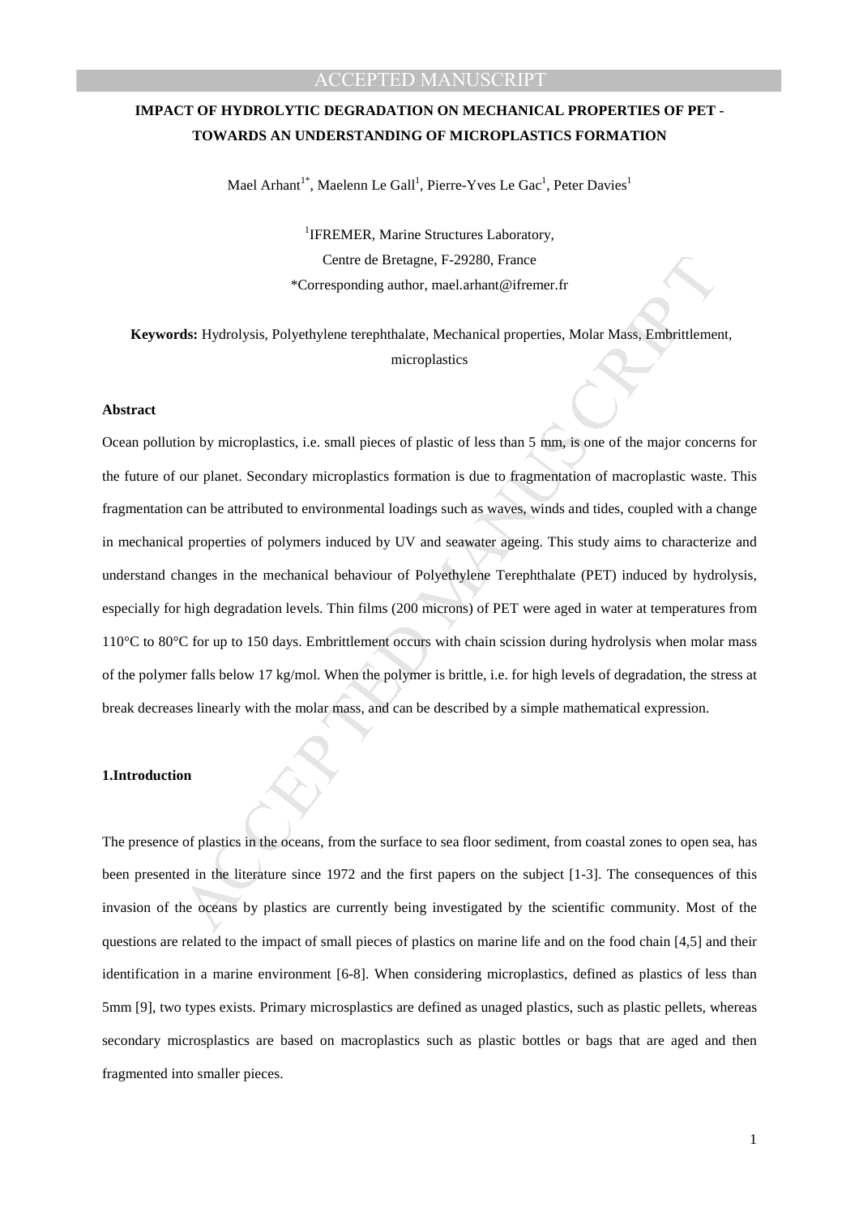# IMPACT OF HYDROLYTIC DEGRADATION ON MECHANICAL PROPERTIES OF PET - TOWARDS AN UNDERSTANDING OF MICROPLASTICS FORMATION

Mael Arhant[1*], Maelenn Le Gall[1], Pierre-Yves Le Gac[1], Peter Davies[1]

[1]IFREMER, Marine Structures Laboratory,
Centre de Bretagne, F-29280, France
*Corresponding author, mael.arhant@ifremer.fr

**Keywords:** Hydrolysis, Polyethylene terephthalate, Mechanical properties, Molar Mass, Embrittlement, microplastics

**Abstract**

Ocean pollution by microplastics, i.e. small pieces of plastic of less than 5 mm, is one of the major concerns for the future of our planet. Secondary microplastics formation is due to fragmentation of macroplastic waste. This fragmentation can be attributed to environmental loadings such as waves, winds and tides, coupled with a change in mechanical properties of polymers induced by UV and seawater ageing. This study aims to characterize and understand changes in the mechanical behaviour of Polyethylene Terephthalate (PET) induced by hydrolysis, especially for high degradation levels. Thin films (200 microns) of PET were aged in water at temperatures from 110°C to 80°C for up to 150 days. Embrittlement occurs with chain scission during hydrolysis when molar mass of the polymer falls below 17 kg/mol. When the polymer is brittle, i.e. for high levels of degradation, the stress at break decreases linearly with the molar mass, and can be described by a simple mathematical expression.

**1.Introduction**

The presence of plastics in the oceans, from the surface to sea floor sediment, from coastal zones to open sea, has been presented in the literature since 1972 and the first papers on the subject [1-3]. The consequences of this invasion of the oceans by plastics are currently being investigated by the scientific community. Most of the questions are related to the impact of small pieces of plastics on marine life and on the food chain [4,5] and their identification in a marine environment [6-8]. When considering microplastics, defined as plastics of less than 5mm [9], two types exists. Primary microsplastics are defined as unaged plastics, such as plastic pellets, whereas secondary microsplastics are based on macroplastics such as plastic bottles or bags that are aged and then fragmented into smaller pieces.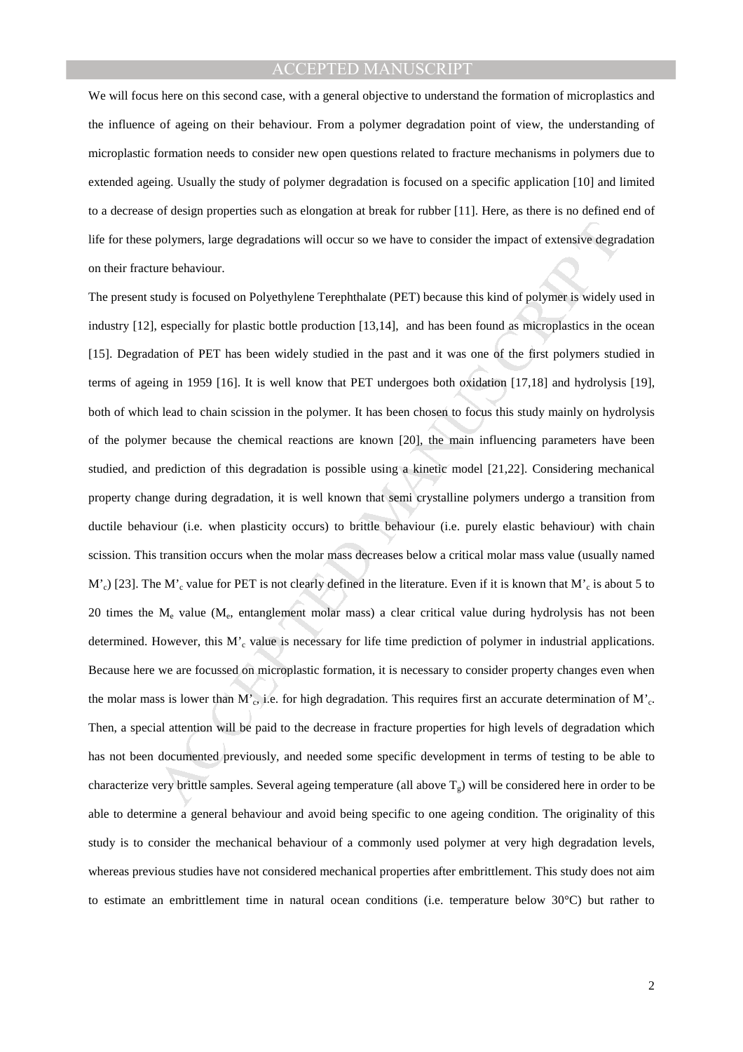We will focus here on this second case, with a general objective to understand the formation of microplastics and the influence of ageing on their behaviour. From a polymer degradation point of view, the understanding of microplastic formation needs to consider new open questions related to fracture mechanisms in polymers due to extended ageing. Usually the study of polymer degradation is focused on a specific application [10] and limited to a decrease of design properties such as elongation at break for rubber [11]. Here, as there is no defined end of life for these polymers, large degradations will occur so we have to consider the impact of extensive degradation on their fracture behaviour.

The present study is focused on Polyethylene Terephthalate (PET) because this kind of polymer is widely used in industry [12], especially for plastic bottle production [13,14], and has been found as microplastics in the ocean [15]. Degradation of PET has been widely studied in the past and it was one of the first polymers studied in terms of ageing in 1959 [16]. It is well know that PET undergoes both oxidation [17,18] and hydrolysis [19], both of which lead to chain scission in the polymer. It has been chosen to focus this study mainly on hydrolysis of the polymer because the chemical reactions are known [20], the main influencing parameters have been studied, and prediction of this degradation is possible using a kinetic model [21,22]. Considering mechanical property change during degradation, it is well known that semi crystalline polymers undergo a transition from ductile behaviour (i.e. when plasticity occurs) to brittle behaviour (i.e. purely elastic behaviour) with chain scission. This transition occurs when the molar mass decreases below a critical molar mass value (usually named $M'_c$) [23]. The $M'_c$ value for PET is not clearly defined in the literature. Even if it is known that $M'_c$ is about 5 to 20 times the $M_e$ value ($M_e$, entanglement molar mass) a clear critical value during hydrolysis has not been determined. However, this $M'_c$ value is necessary for life time prediction of polymer in industrial applications. Because here we are focussed on microplastic formation, it is necessary to consider property changes even when the molar mass is lower than $M'_c$, i.e. for high degradation. This requires first an accurate determination of $M'_c$. Then, a special attention will be paid to the decrease in fracture properties for high levels of degradation which has not been documented previously, and needed some specific development in terms of testing to be able to characterize very brittle samples. Several ageing temperature (all above $T_g$) will be considered here in order to be able to determine a general behaviour and avoid being specific to one ageing condition. The originality of this study is to consider the mechanical behaviour of a commonly used polymer at very high degradation levels, whereas previous studies have not considered mechanical properties after embrittlement. This study does not aim to estimate an embrittlement time in natural ocean conditions (i.e. temperature below 30°C) but rather to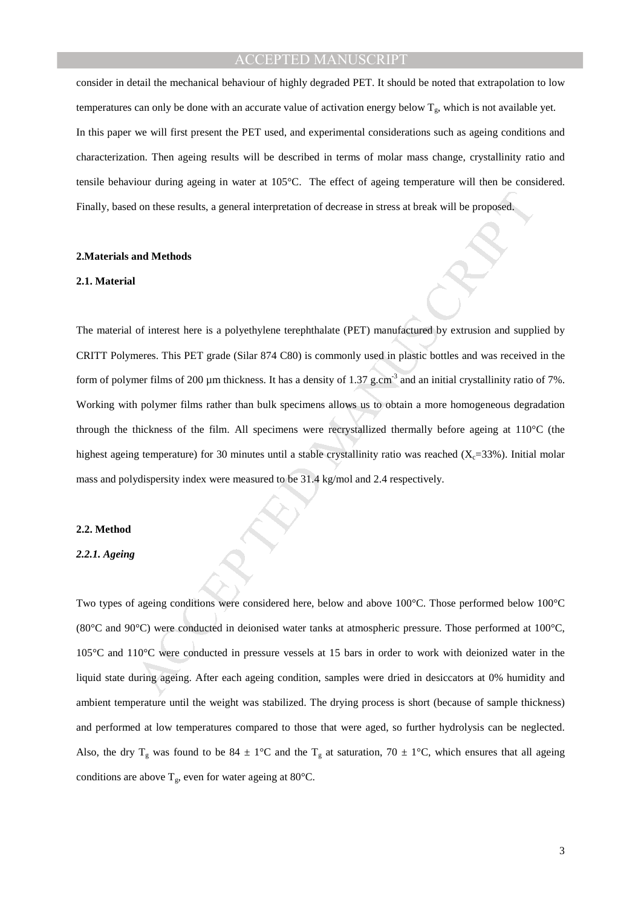consider in detail the mechanical behaviour of highly degraded PET. It should be noted that extrapolation to low temperatures can only be done with an accurate value of activation energy below $T_g$, which is not available yet.
In this paper we will first present the PET used, and experimental considerations such as ageing conditions and characterization. Then ageing results will be described in terms of molar mass change, crystallinity ratio and tensile behaviour during ageing in water at 105°C. The effect of ageing temperature will then be considered. Finally, based on these results, a general interpretation of decrease in stress at break will be proposed.

## 2.Materials and Methods

### 2.1. Material

The material of interest here is a polyethylene terephthalate (PET) manufactured by extrusion and supplied by CRITT Polymeres. This PET grade (Silar 874 C80) is commonly used in plastic bottles and was received in the form of polymer films of 200 µm thickness. It has a density of 1.37 $g.cm^{-3}$ and an initial crystallinity ratio of 7%. Working with polymer films rather than bulk specimens allows us to obtain a more homogeneous degradation through the thickness of the film. All specimens were recrystallized thermally before ageing at 110°C (the highest ageing temperature) for 30 minutes until a stable crystallinity ratio was reached ($X_c$=33%). Initial molar mass and polydispersity index were measured to be 31.4 kg/mol and 2.4 respectively.

### 2.2. Method

#### *2.2.1. Ageing*

Two types of ageing conditions were considered here, below and above 100°C. Those performed below 100°C (80°C and 90°C) were conducted in deionised water tanks at atmospheric pressure. Those performed at 100°C, 105°C and 110°C were conducted in pressure vessels at 15 bars in order to work with deionized water in the liquid state during ageing. After each ageing condition, samples were dried in desiccators at 0% humidity and ambient temperature until the weight was stabilized. The drying process is short (because of sample thickness) and performed at low temperatures compared to those that were aged, so further hydrolysis can be neglected. Also, the dry $T_g$ was found to be 84 ± 1°C and the $T_g$ at saturation, 70 ± 1°C, which ensures that all ageing conditions are above $T_g$, even for water ageing at 80°C.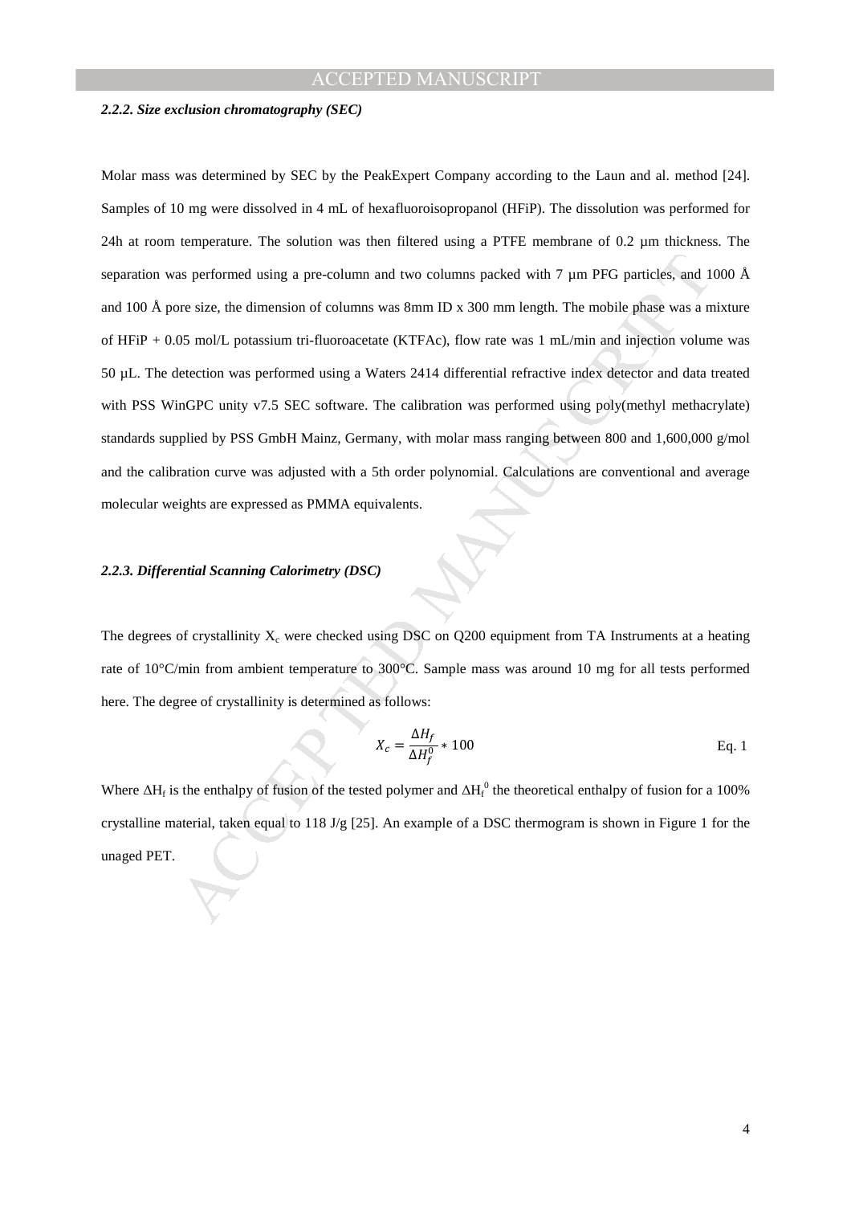#### *2.2.2. Size exclusion chromatography (SEC)*

Molar mass was determined by SEC by the PeakExpert Company according to the Laun and al. method [24]. Samples of 10 mg were dissolved in 4 mL of hexafluoroisopropanol (HFiP). The dissolution was performed for 24h at room temperature. The solution was then filtered using a PTFE membrane of 0.2 µm thickness. The separation was performed using a pre-column and two columns packed with 7 µm PFG particles, and 1000 Å and 100 Å pore size, the dimension of columns was 8mm ID x 300 mm length. The mobile phase was a mixture of HFiP + 0.05 mol/L potassium tri-fluoroacetate (KTFAc), flow rate was 1 mL/min and injection volume was 50 µL. The detection was performed using a Waters 2414 differential refractive index detector and data treated with PSS WinGPC unity v7.5 SEC software. The calibration was performed using poly(methyl methacrylate) standards supplied by PSS GmbH Mainz, Germany, with molar mass ranging between 800 and 1,600,000 g/mol and the calibration curve was adjusted with a 5th order polynomial. Calculations are conventional and average molecular weights are expressed as PMMA equivalents.

#### *2.2.3. Differential Scanning Calorimetry (DSC)*

The degrees of crystallinity $X_c$ were checked using DSC on Q200 equipment from TA Instruments at a heating rate of 10°C/min from ambient temperature to 300°C. Sample mass was around 10 mg for all tests performed here. The degree of crystallinity is determined as follows:

$$X_c = \frac{\Delta H_f}{\Delta H_f^0} * 100 \qquad \text{Eq. 1}$$

Where $\Delta H_f$ is the enthalpy of fusion of the tested polymer and $\Delta H_f^0$ the theoretical enthalpy of fusion for a 100% crystalline material, taken equal to 118 J/g [25]. An example of a DSC thermogram is shown in Figure 1 for the unaged PET.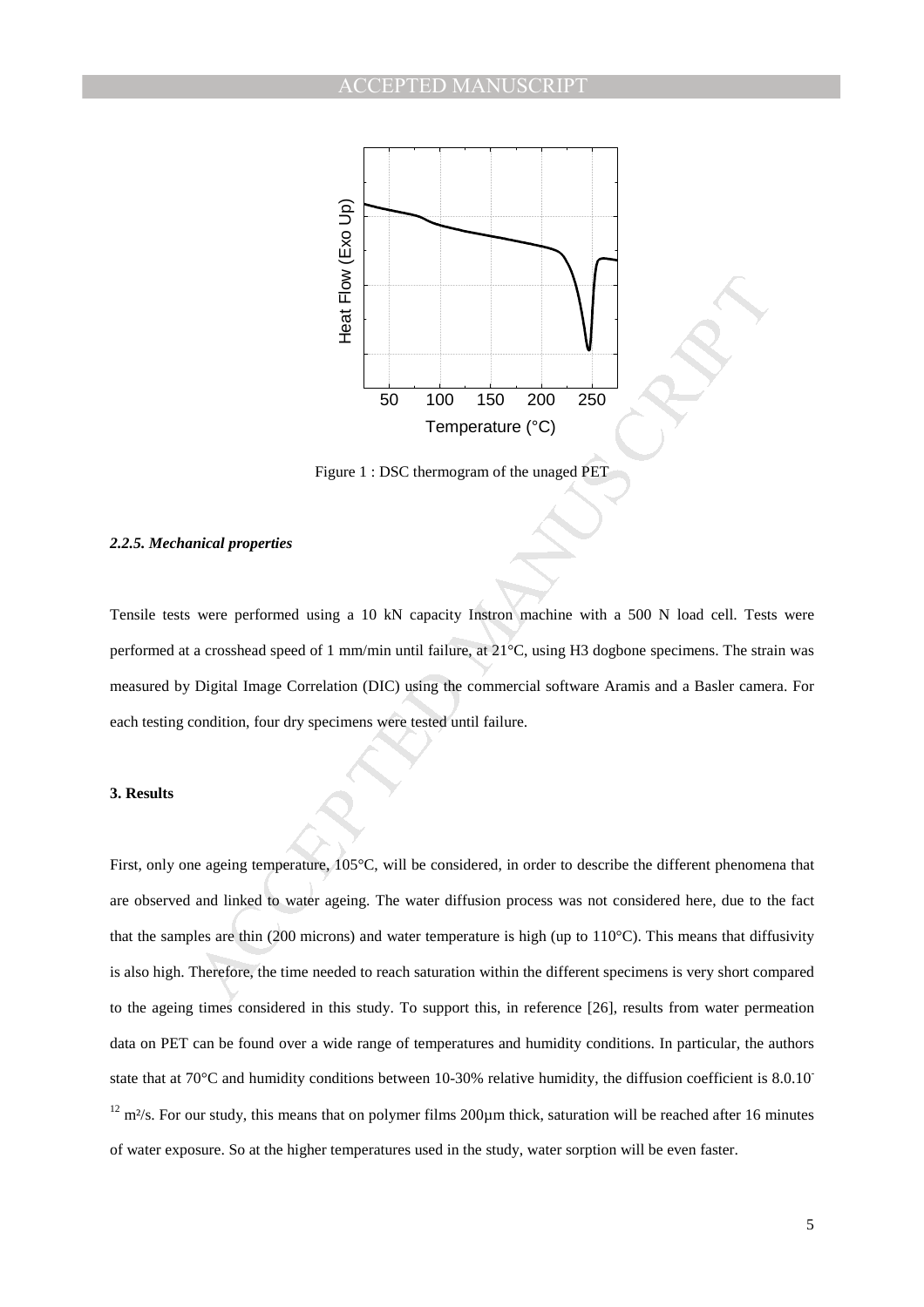Figure 1 : DSC thermogram of the unaged PET

### *2.2.5. Mechanical properties*

Tensile tests were performed using a 10 kN capacity Instron machine with a 500 N load cell. Tests were performed at a crosshead speed of 1 mm/min until failure, at 21°C, using H3 dogbone specimens. The strain was measured by Digital Image Correlation (DIC) using the commercial software Aramis and a Basler camera. For each testing condition, four dry specimens were tested until failure.

## 3. Results

First, only one ageing temperature, 105°C, will be considered, in order to describe the different phenomena that are observed and linked to water ageing. The water diffusion process was not considered here, due to the fact that the samples are thin (200 microns) and water temperature is high (up to 110°C). This means that diffusivity is also high. Therefore, the time needed to reach saturation within the different specimens is very short compared to the ageing times considered in this study. To support this, in reference [26], results from water permeation data on PET can be found over a wide range of temperatures and humidity conditions. In particular, the authors state that at 70°C and humidity conditions between 10-30% relative humidity, the diffusion coefficient is $8.0.10^{-12}$ m²/s. For our study, this means that on polymer films 200µm thick, saturation will be reached after 16 minutes of water exposure. So at the higher temperatures used in the study, water sorption will be even faster.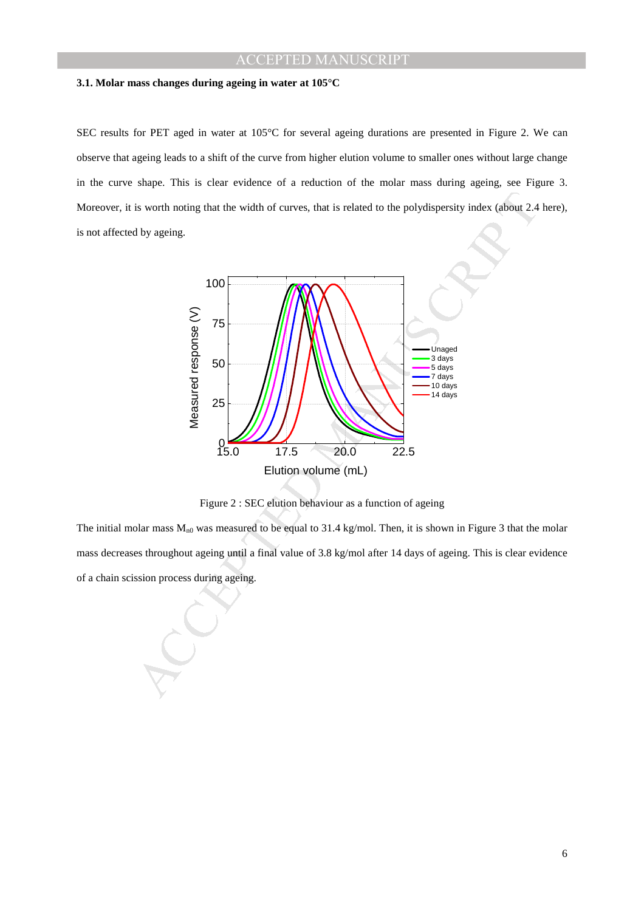### 3.1. Molar mass changes during ageing in water at 105°C

SEC results for PET aged in water at 105°C for several ageing durations are presented in Figure 2. We can observe that ageing leads to a shift of the curve from higher elution volume to smaller ones without large change in the curve shape. This is clear evidence of a reduction of the molar mass during ageing, see Figure 3. Moreover, it is worth noting that the width of curves, that is related to the polydispersity index (about 2.4 here), is not affected by ageing.

Figure 2 : SEC elution behaviour as a function of ageing

The initial molar mass $M_{n0}$ was measured to be equal to 31.4 kg/mol. Then, it is shown in Figure 3 that the molar mass decreases throughout ageing until a final value of 3.8 kg/mol after 14 days of ageing. This is clear evidence of a chain scission process during ageing.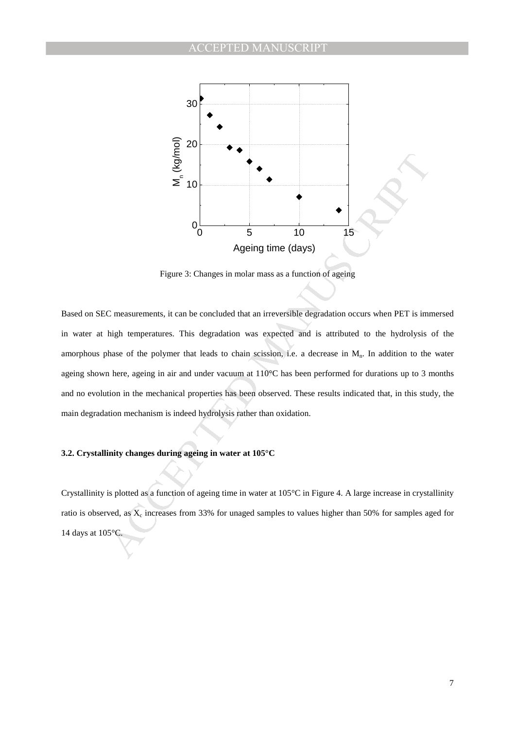Figure 3: Changes in molar mass as a function of ageing

Based on SEC measurements, it can be concluded that an irreversible degradation occurs when PET is immersed in water at high temperatures. This degradation was expected and is attributed to the hydrolysis of the amorphous phase of the polymer that leads to chain scission, i.e. a decrease in $M_n$. In addition to the water ageing shown here, ageing in air and under vacuum at 110°C has been performed for durations up to 3 months and no evolution in the mechanical properties has been observed. These results indicated that, in this study, the main degradation mechanism is indeed hydrolysis rather than oxidation.

### 3.2. Crystallinity changes during ageing in water at 105°C

Crystallinity is plotted as a function of ageing time in water at 105°C in Figure 4. A large increase in crystallinity ratio is observed, as $X_c$ increases from 33% for unaged samples to values higher than 50% for samples aged for 14 days at 105°C.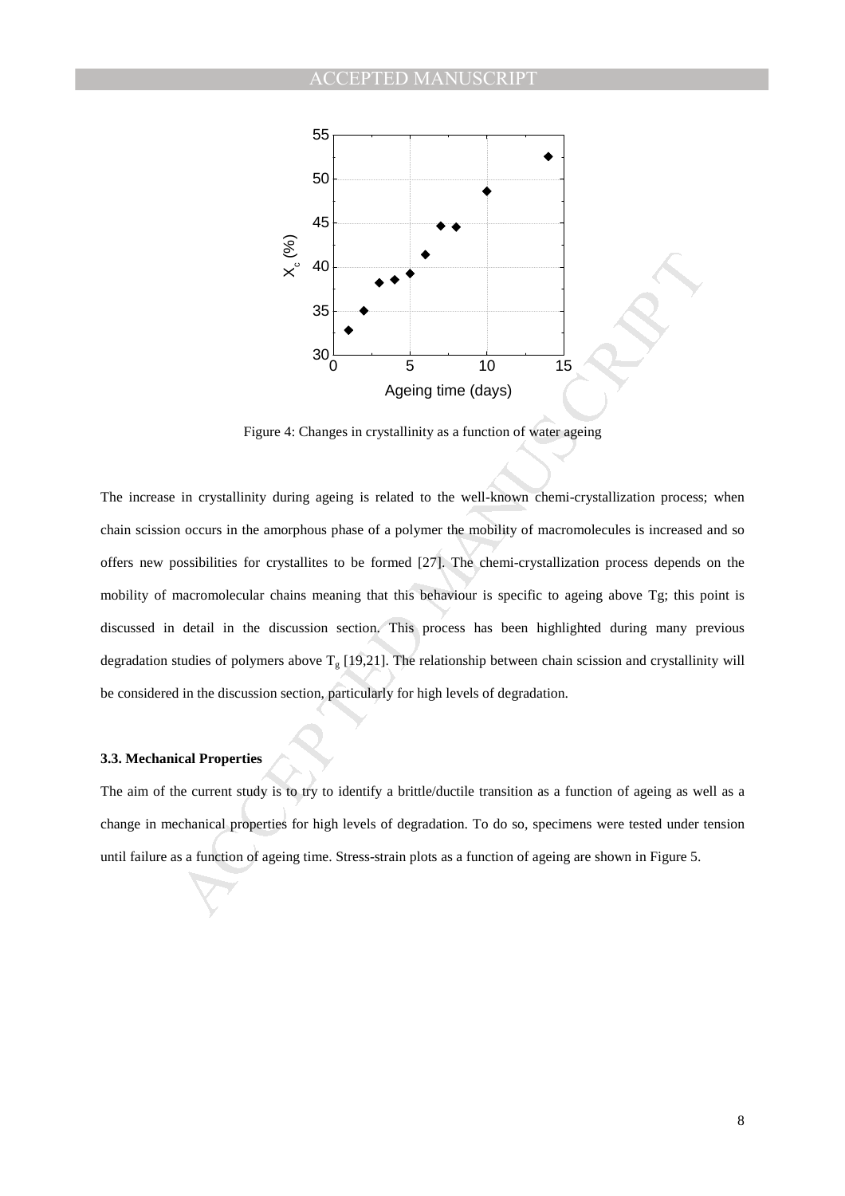Figure 4: Changes in crystallinity as a function of water ageing

The increase in crystallinity during ageing is related to the well-known chemi-crystallization process; when chain scission occurs in the amorphous phase of a polymer the mobility of macromolecules is increased and so offers new possibilities for crystallites to be formed [27]. The chemi-crystallization process depends on the mobility of macromolecular chains meaning that this behaviour is specific to ageing above Tg; this point is discussed in detail in the discussion section. This process has been highlighted during many previous degradation studies of polymers above $T_g$ [19,21]. The relationship between chain scission and crystallinity will be considered in the discussion section, particularly for high levels of degradation.

### 3.3. Mechanical Properties

The aim of the current study is to try to identify a brittle/ductile transition as a function of ageing as well as a change in mechanical properties for high levels of degradation. To do so, specimens were tested under tension until failure as a function of ageing time. Stress-strain plots as a function of ageing are shown in Figure 5.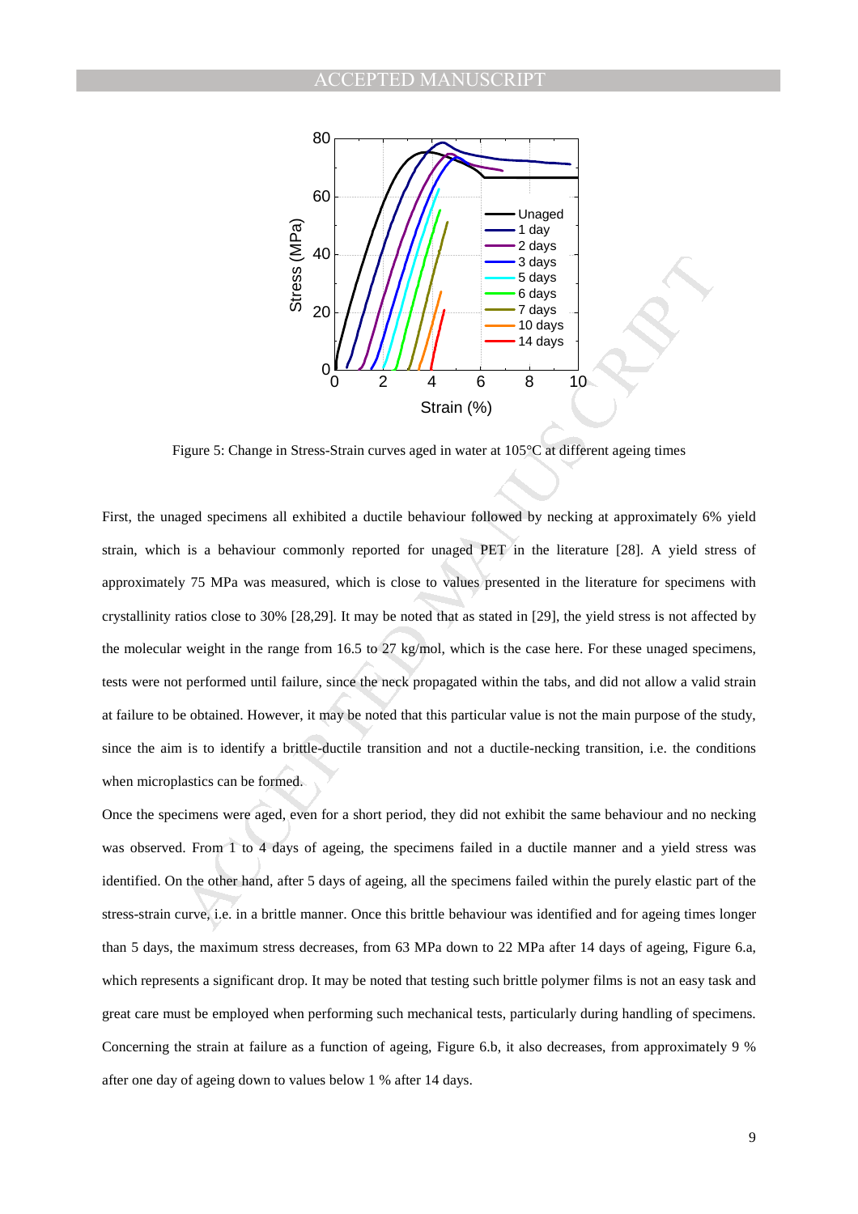Figure 5: Change in Stress-Strain curves aged in water at 105°C at different ageing times

First, the unaged specimens all exhibited a ductile behaviour followed by necking at approximately 6% yield strain, which is a behaviour commonly reported for unaged PET in the literature [28]. A yield stress of approximately 75 MPa was measured, which is close to values presented in the literature for specimens with crystallinity ratios close to 30% [28,29]. It may be noted that as stated in [29], the yield stress is not affected by the molecular weight in the range from 16.5 to 27 kg/mol, which is the case here. For these unaged specimens, tests were not performed until failure, since the neck propagated within the tabs, and did not allow a valid strain at failure to be obtained. However, it may be noted that this particular value is not the main purpose of the study, since the aim is to identify a brittle-ductile transition and not a ductile-necking transition, i.e. the conditions when microplastics can be formed.

Once the specimens were aged, even for a short period, they did not exhibit the same behaviour and no necking was observed. From 1 to 4 days of ageing, the specimens failed in a ductile manner and a yield stress was identified. On the other hand, after 5 days of ageing, all the specimens failed within the purely elastic part of the stress-strain curve, i.e. in a brittle manner. Once this brittle behaviour was identified and for ageing times longer than 5 days, the maximum stress decreases, from 63 MPa down to 22 MPa after 14 days of ageing, Figure 6.a, which represents a significant drop. It may be noted that testing such brittle polymer films is not an easy task and great care must be employed when performing such mechanical tests, particularly during handling of specimens. Concerning the strain at failure as a function of ageing, Figure 6.b, it also decreases, from approximately 9 % after one day of ageing down to values below 1 % after 14 days.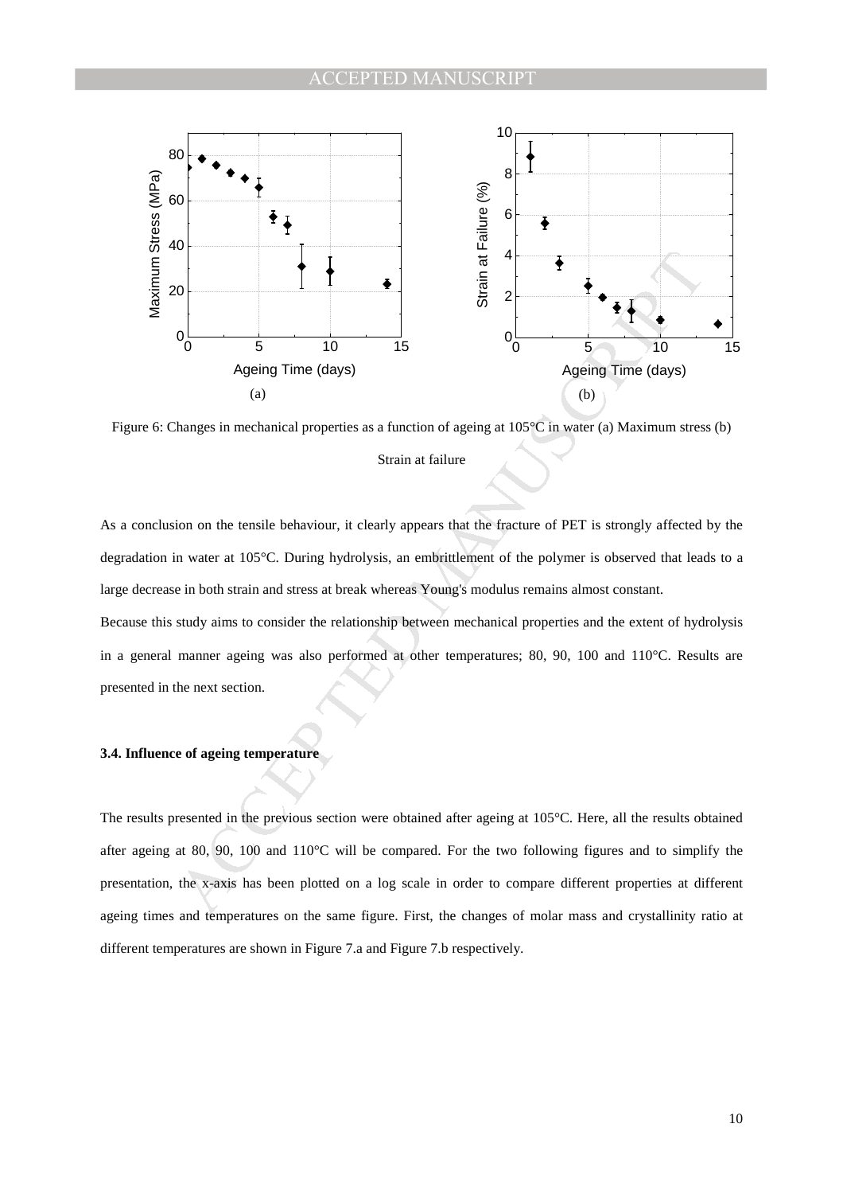Figure 6: Changes in mechanical properties as a function of ageing at 105°C in water (a) Maximum stress (b) Strain at failure

As a conclusion on the tensile behaviour, it clearly appears that the fracture of PET is strongly affected by the degradation in water at 105°C. During hydrolysis, an embrittlement of the polymer is observed that leads to a large decrease in both strain and stress at break whereas Young's modulus remains almost constant.

Because this study aims to consider the relationship between mechanical properties and the extent of hydrolysis in a general manner ageing was also performed at other temperatures; 80, 90, 100 and 110°C. Results are presented in the next section.

### 3.4. Influence of ageing temperature

The results presented in the previous section were obtained after ageing at 105°C. Here, all the results obtained after ageing at 80, 90, 100 and 110°C will be compared. For the two following figures and to simplify the presentation, the x-axis has been plotted on a log scale in order to compare different properties at different ageing times and temperatures on the same figure. First, the changes of molar mass and crystallinity ratio at different temperatures are shown in Figure 7.a and Figure 7.b respectively.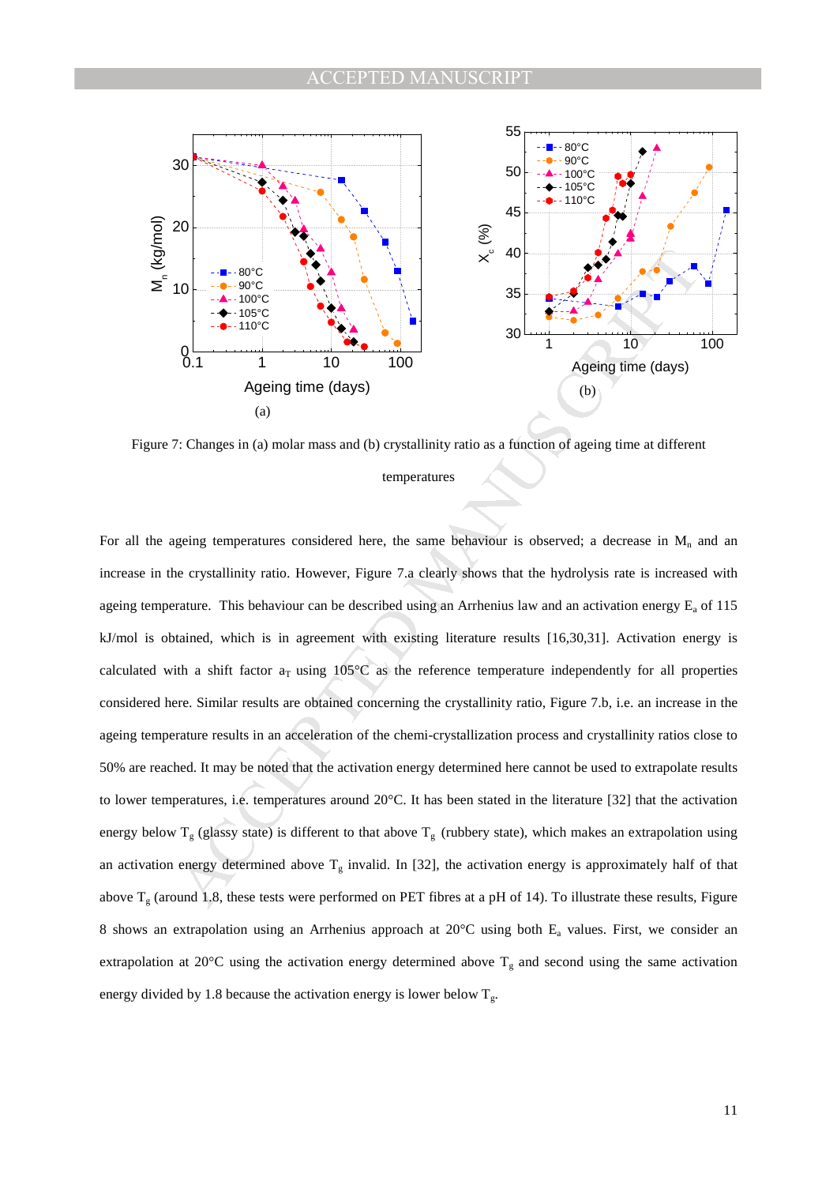Figure 7: Changes in (a) molar mass and (b) crystallinity ratio as a function of ageing time at different temperatures

For all the ageing temperatures considered here, the same behaviour is observed; a decrease in $M_n$ and an increase in the crystallinity ratio. However, Figure 7.a clearly shows that the hydrolysis rate is increased with ageing temperature. This behaviour can be described using an Arrhenius law and an activation energy $E_a$ of 115 kJ/mol is obtained, which is in agreement with existing literature results [16,30,31]. Activation energy is calculated with a shift factor $a_T$ using 105°C as the reference temperature independently for all properties considered here. Similar results are obtained concerning the crystallinity ratio, Figure 7.b, i.e. an increase in the ageing temperature results in an acceleration of the chemi-crystallization process and crystallinity ratios close to 50% are reached. It may be noted that the activation energy determined here cannot be used to extrapolate results to lower temperatures, i.e. temperatures around 20°C. It has been stated in the literature [32] that the activation energy below $T_g$ (glassy state) is different to that above $T_g$ (rubbery state), which makes an extrapolation using an activation energy determined above $T_g$ invalid. In [32], the activation energy is approximately half of that above $T_g$ (around 1.8, these tests were performed on PET fibres at a pH of 14). To illustrate these results, Figure 8 shows an extrapolation using an Arrhenius approach at 20°C using both $E_a$ values. First, we consider an extrapolation at 20°C using the activation energy determined above $T_g$ and second using the same activation energy divided by 1.8 because the activation energy is lower below $T_g$.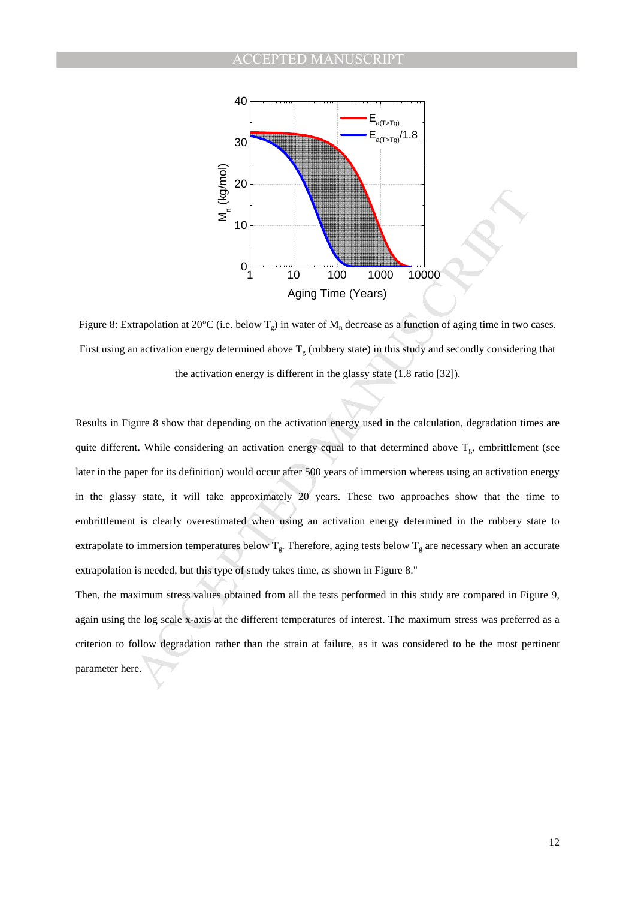Figure 8: Extrapolation at 20°C (i.e. below $T_g$) in water of $M_n$ decrease as a function of aging time in two cases. First using an activation energy determined above $T_g$ (rubbery state) in this study and secondly considering that the activation energy is different in the glassy state (1.8 ratio [32]).

Results in Figure 8 show that depending on the activation energy used in the calculation, degradation times are quite different. While considering an activation energy equal to that determined above $T_g$, embrittlement (see later in the paper for its definition) would occur after 500 years of immersion whereas using an activation energy in the glassy state, it will take approximately 20 years. These two approaches show that the time to embrittlement is clearly overestimated when using an activation energy determined in the rubbery state to extrapolate to immersion temperatures below $T_g$. Therefore, aging tests below $T_g$ are necessary when an accurate extrapolation is needed, but this type of study takes time, as shown in Figure 8."

Then, the maximum stress values obtained from all the tests performed in this study are compared in Figure 9, again using the log scale x-axis at the different temperatures of interest. The maximum stress was preferred as a criterion to follow degradation rather than the strain at failure, as it was considered to be the most pertinent parameter here.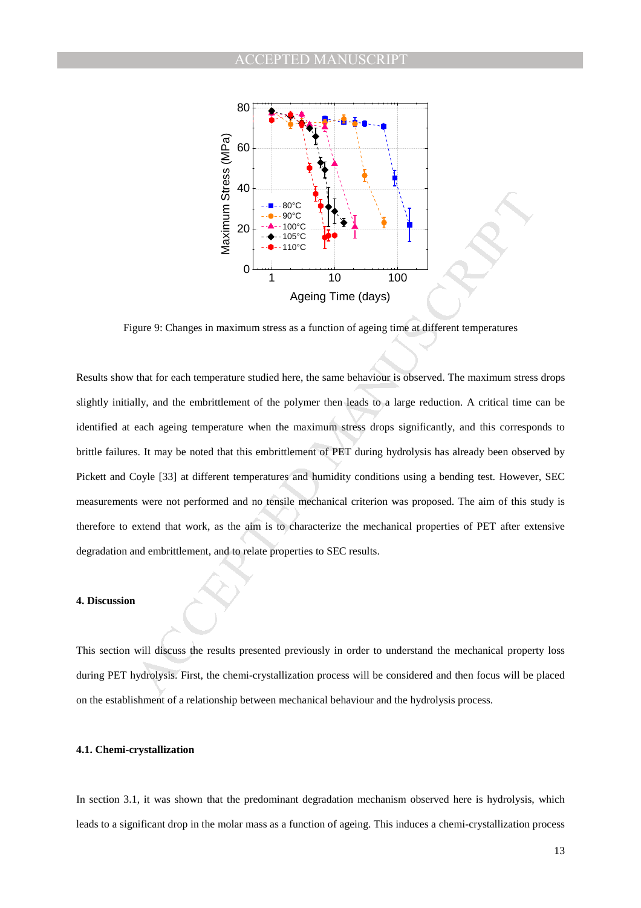Figure 9: Changes in maximum stress as a function of ageing time at different temperatures

Results show that for each temperature studied here, the same behaviour is observed. The maximum stress drops slightly initially, and the embrittlement of the polymer then leads to a large reduction. A critical time can be identified at each ageing temperature when the maximum stress drops significantly, and this corresponds to brittle failures. It may be noted that this embrittlement of PET during hydrolysis has already been observed by Pickett and Coyle [33] at different temperatures and humidity conditions using a bending test. However, SEC measurements were not performed and no tensile mechanical criterion was proposed. The aim of this study is therefore to extend that work, as the aim is to characterize the mechanical properties of PET after extensive degradation and embrittlement, and to relate properties to SEC results.

## 4. Discussion

This section will discuss the results presented previously in order to understand the mechanical property loss during PET hydrolysis. First, the chemi-crystallization process will be considered and then focus will be placed on the establishment of a relationship between mechanical behaviour and the hydrolysis process.

### 4.1. Chemi-crystallization

In section 3.1, it was shown that the predominant degradation mechanism observed here is hydrolysis, which leads to a significant drop in the molar mass as a function of ageing. This induces a chemi-crystallization process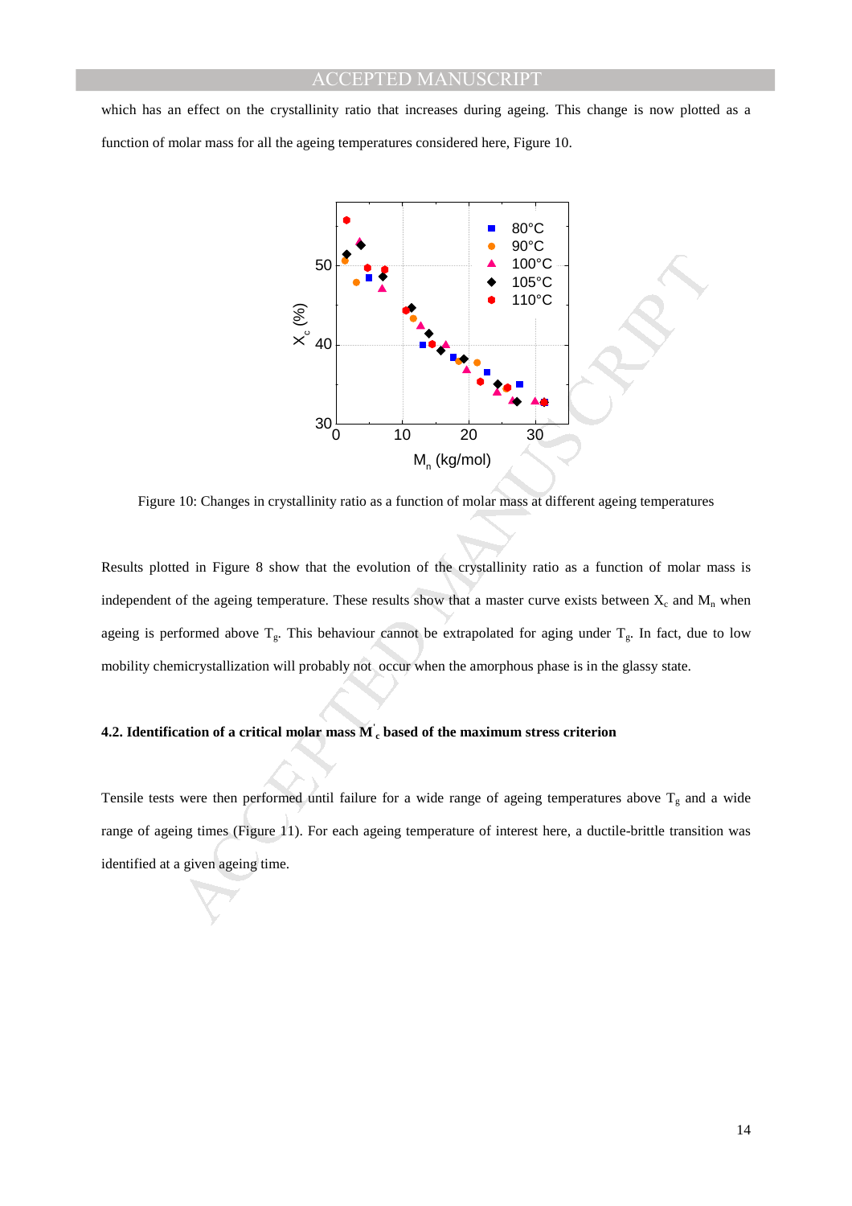which has an effect on the crystallinity ratio that increases during ageing. This change is now plotted as a function of molar mass for all the ageing temperatures considered here, Figure 10.

Figure 10: Changes in crystallinity ratio as a function of molar mass at different ageing temperatures

Results plotted in Figure 8 show that the evolution of the crystallinity ratio as a function of molar mass is independent of the ageing temperature. These results show that a master curve exists between $X_c$ and $M_n$ when ageing is performed above $T_g$. This behaviour cannot be extrapolated for aging under $T_g$. In fact, due to low mobility chemicrystallization will probably not occur when the amorphous phase is in the glassy state.

### 4.2. Identification of a critical molar mass $M'_c$ based of the maximum stress criterion

Tensile tests were then performed until failure for a wide range of ageing temperatures above $T_g$ and a wide range of ageing times (Figure 11). For each ageing temperature of interest here, a ductile-brittle transition was identified at a given ageing time.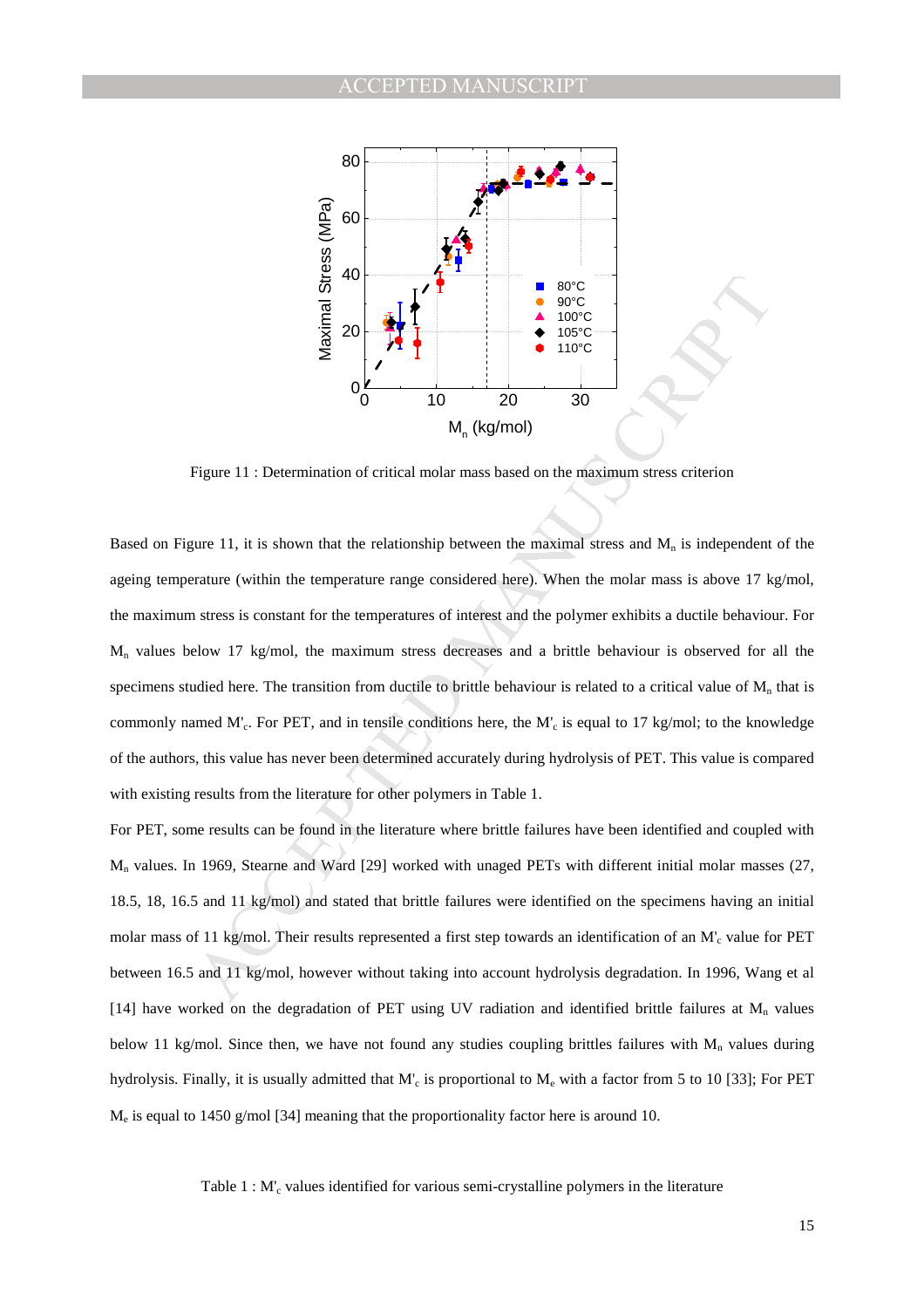Figure 11 : Determination of critical molar mass based on the maximum stress criterion

Based on Figure 11, it is shown that the relationship between the maximal stress and $M_n$ is independent of the ageing temperature (within the temperature range considered here). When the molar mass is above 17 kg/mol, the maximum stress is constant for the temperatures of interest and the polymer exhibits a ductile behaviour. For $M_n$ values below 17 kg/mol, the maximum stress decreases and a brittle behaviour is observed for all the specimens studied here. The transition from ductile to brittle behaviour is related to a critical value of $M_n$ that is commonly named $M'_c$. For PET, and in tensile conditions here, the $M'_c$ is equal to 17 kg/mol; to the knowledge of the authors, this value has never been determined accurately during hydrolysis of PET. This value is compared with existing results from the literature for other polymers in Table 1.

For PET, some results can be found in the literature where brittle failures have been identified and coupled with $M_n$ values. In 1969, Stearne and Ward [29] worked with unaged PETs with different initial molar masses (27, 18.5, 18, 16.5 and 11 kg/mol) and stated that brittle failures were identified on the specimens having an initial molar mass of 11 kg/mol. Their results represented a first step towards an identification of an $M'_c$ value for PET between 16.5 and 11 kg/mol, however without taking into account hydrolysis degradation. In 1996, Wang et al [14] have worked on the degradation of PET using UV radiation and identified brittle failures at $M_n$ values below 11 kg/mol. Since then, we have not found any studies coupling brittles failures with $M_n$ values during hydrolysis. Finally, it is usually admitted that $M'_c$ is proportional to $M_e$ with a factor from 5 to 10 [33]; For PET $M_e$ is equal to 1450 g/mol [34] meaning that the proportionality factor here is around 10.

Table 1 : $M'_c$ values identified for various semi-crystalline polymers in the literature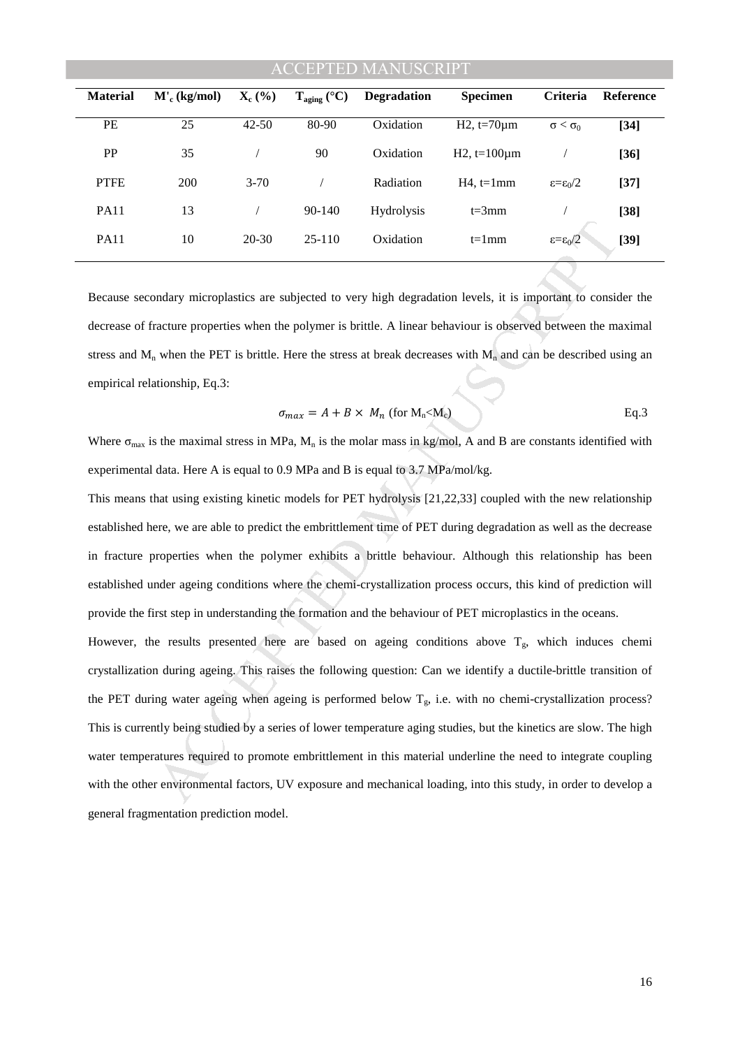| Material | $M'_c$ (kg/mol) | $X_c$ (%) | $T_{aging}$ (°C) | Degradation | Specimen | Criteria | Reference |
|---|---|---|---|---|---|---|---|
| PE | 25 | 42-50 | 80-90 | Oxidation | H2, t=70µm | $\sigma < \sigma_0$ | **[34]** |
| PP | 35 | / | 90 | Oxidation | H2, t=100µm | / | **[36]** |
| PTFE | 200 | 3-70 | / | Radiation | H4, t=1mm | $\varepsilon=\varepsilon_0/2$ | **[37]** |
| PA11 | 13 | / | 90-140 | Hydrolysis | t=3mm | / | **[38]** |
| PA11 | 10 | 20-30 | 25-110 | Oxidation | t=1mm | $\varepsilon=\varepsilon_0/2$ | **[39]** |

Because secondary microplastics are subjected to very high degradation levels, it is important to consider the decrease of fracture properties when the polymer is brittle. A linear behaviour is observed between the maximal stress and $M_n$ when the PET is brittle. Here the stress at break decreases with $M_n$ and can be described using an empirical relationship, Eq.3:

$$\sigma_{max} = A + B \times M_n \text{ (for } M_n < M_c\text{)} \qquad \text{Eq.3}$$

Where $\sigma_{max}$ is the maximal stress in MPa, $M_n$ is the molar mass in kg/mol, A and B are constants identified with experimental data. Here A is equal to 0.9 MPa and B is equal to 3.7 MPa/mol/kg.

This means that using existing kinetic models for PET hydrolysis [21,22,33] coupled with the new relationship established here, we are able to predict the embrittlement time of PET during degradation as well as the decrease in fracture properties when the polymer exhibits a brittle behaviour. Although this relationship has been established under ageing conditions where the chemi-crystallization process occurs, this kind of prediction will provide the first step in understanding the formation and the behaviour of PET microplastics in the oceans.

However, the results presented here are based on ageing conditions above $T_g$, which induces chemi crystallization during ageing. This raises the following question: Can we identify a ductile-brittle transition of the PET during water ageing when ageing is performed below $T_g$, i.e. with no chemi-crystallization process? This is currently being studied by a series of lower temperature aging studies, but the kinetics are slow. The high water temperatures required to promote embrittlement in this material underline the need to integrate coupling with the other environmental factors, UV exposure and mechanical loading, into this study, in order to develop a general fragmentation prediction model.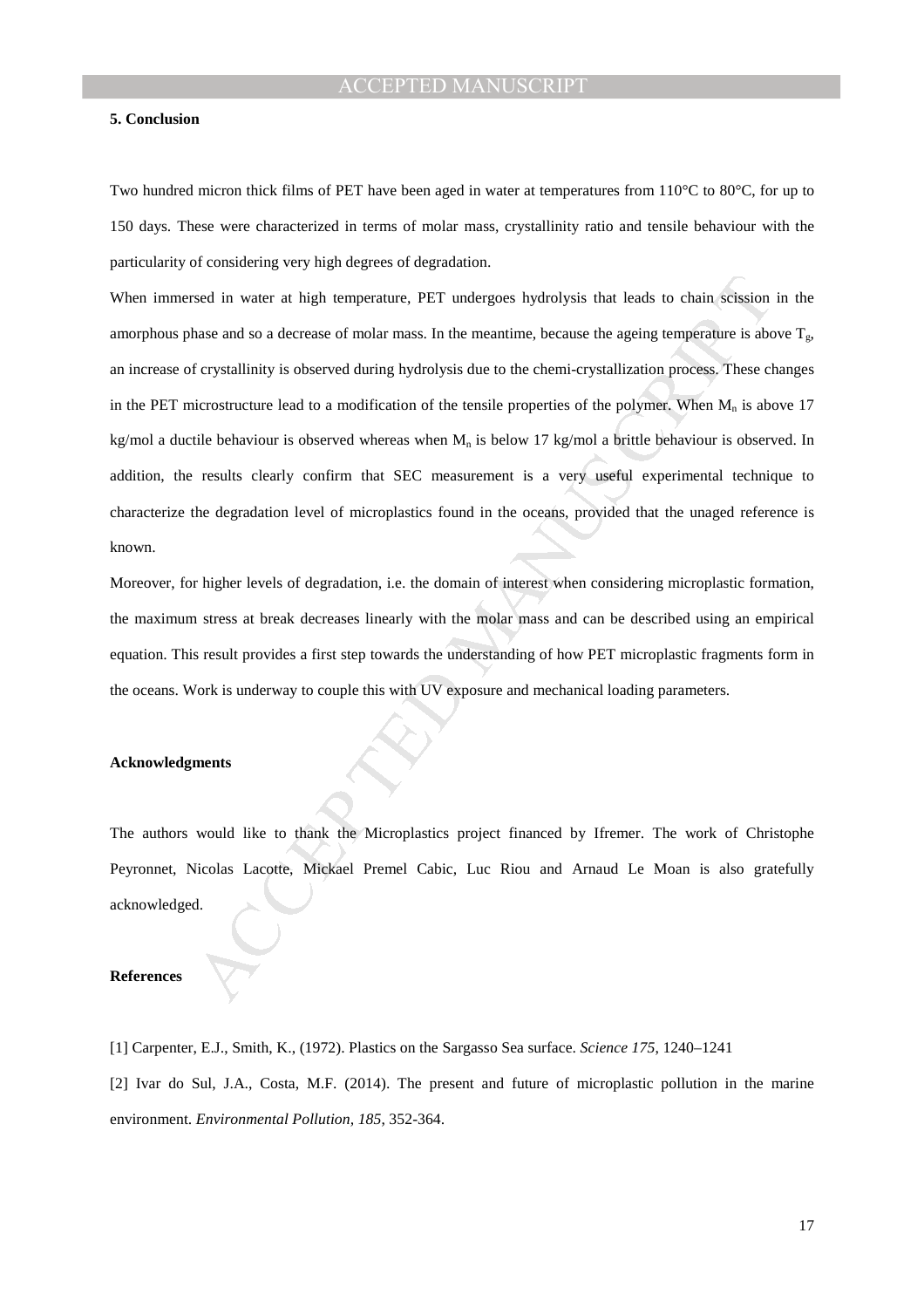## 5. Conclusion

Two hundred micron thick films of PET have been aged in water at temperatures from 110°C to 80°C, for up to 150 days. These were characterized in terms of molar mass, crystallinity ratio and tensile behaviour with the particularity of considering very high degrees of degradation.

When immersed in water at high temperature, PET undergoes hydrolysis that leads to chain scission in the amorphous phase and so a decrease of molar mass. In the meantime, because the ageing temperature is above $T_g$, an increase of crystallinity is observed during hydrolysis due to the chemi-crystallization process. These changes in the PET microstructure lead to a modification of the tensile properties of the polymer. When $M_n$ is above 17 kg/mol a ductile behaviour is observed whereas when $M_n$ is below 17 kg/mol a brittle behaviour is observed. In addition, the results clearly confirm that SEC measurement is a very useful experimental technique to characterize the degradation level of microplastics found in the oceans, provided that the unaged reference is known.

Moreover, for higher levels of degradation, i.e. the domain of interest when considering microplastic formation, the maximum stress at break decreases linearly with the molar mass and can be described using an empirical equation. This result provides a first step towards the understanding of how PET microplastic fragments form in the oceans. Work is underway to couple this with UV exposure and mechanical loading parameters.

## Acknowledgments

The authors would like to thank the Microplastics project financed by Ifremer. The work of Christophe Peyronnet, Nicolas Lacotte, Mickael Premel Cabic, Luc Riou and Arnaud Le Moan is also gratefully acknowledged.

## References

[1] Carpenter, E.J., Smith, K., (1972). Plastics on the Sargasso Sea surface. *Science 175*, 1240–1241

[2] Ivar do Sul, J.A., Costa, M.F. (2014). The present and future of microplastic pollution in the marine environment. *Environmental Pollution, 185*, 352-364.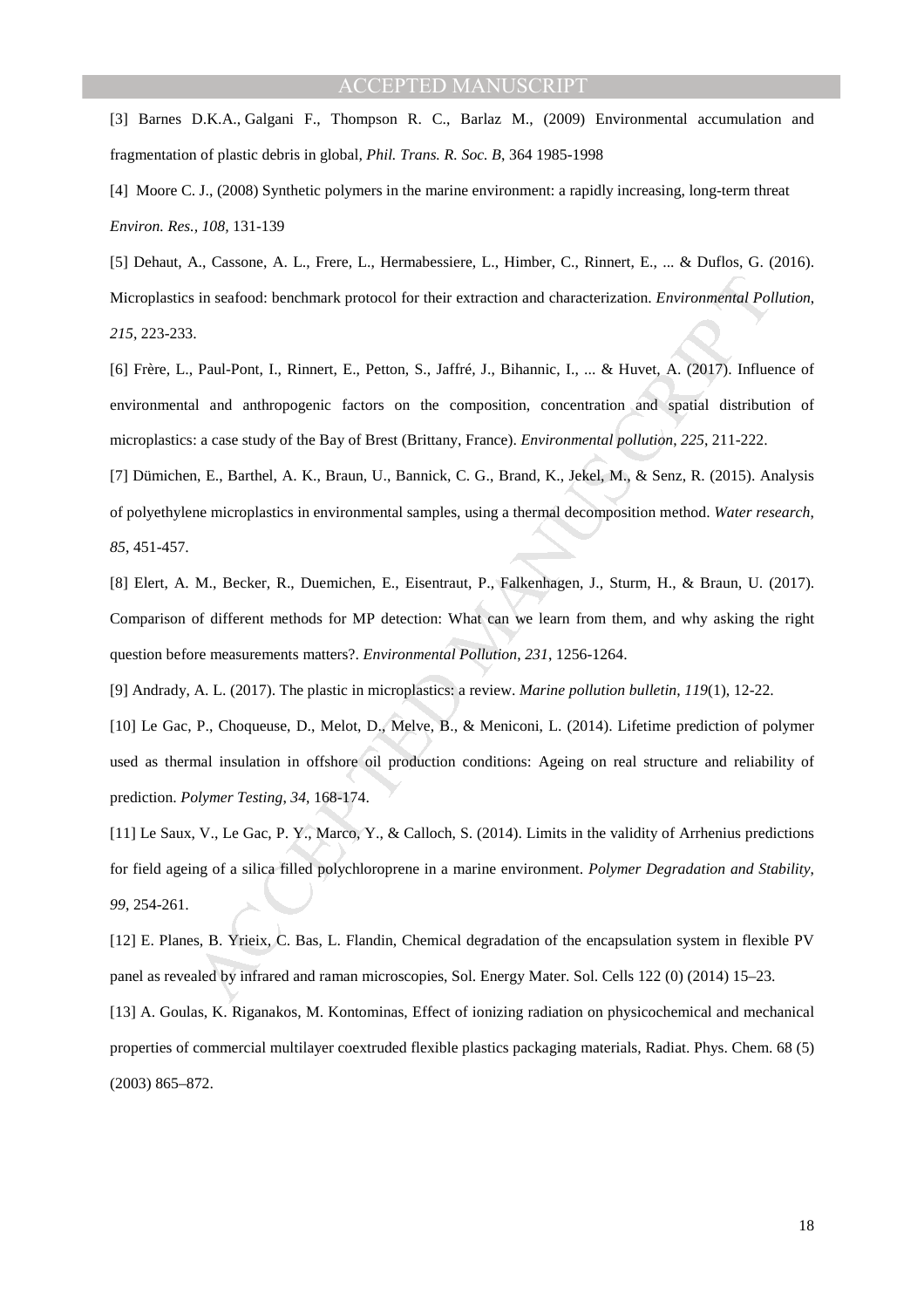[3] Barnes D.K.A., Galgani F., Thompson R. C., Barlaz M., (2009) Environmental accumulation and fragmentation of plastic debris in global, *Phil. Trans. R. Soc. B*, 364 1985-1998

[4] Moore C. J., (2008) Synthetic polymers in the marine environment: a rapidly increasing, long-term threat *Environ. Res., 108*, 131-139

[5] Dehaut, A., Cassone, A. L., Frere, L., Hermabessiere, L., Himber, C., Rinnert, E., ... & Duflos, G. (2016). Microplastics in seafood: benchmark protocol for their extraction and characterization. *Environmental Pollution*, *215*, 223-233.

[6] Frère, L., Paul-Pont, I., Rinnert, E., Petton, S., Jaffré, J., Bihannic, I., ... & Huvet, A. (2017). Influence of environmental and anthropogenic factors on the composition, concentration and spatial distribution of microplastics: a case study of the Bay of Brest (Brittany, France). *Environmental pollution*, *225*, 211-222.

[7] Dümichen, E., Barthel, A. K., Braun, U., Bannick, C. G., Brand, K., Jekel, M., & Senz, R. (2015). Analysis of polyethylene microplastics in environmental samples, using a thermal decomposition method. *Water research*, *85*, 451-457.

[8] Elert, A. M., Becker, R., Duemichen, E., Eisentraut, P., Falkenhagen, J., Sturm, H., & Braun, U. (2017). Comparison of different methods for MP detection: What can we learn from them, and why asking the right question before measurements matters?. *Environmental Pollution*, *231*, 1256-1264.

[9] Andrady, A. L. (2017). The plastic in microplastics: a review. *Marine pollution bulletin*, *119*(1), 12-22.

[10] Le Gac, P., Choqueuse, D., Melot, D., Melve, B., & Meniconi, L. (2014). Lifetime prediction of polymer used as thermal insulation in offshore oil production conditions: Ageing on real structure and reliability of prediction. *Polymer Testing*, *34*, 168-174.

[11] Le Saux, V., Le Gac, P. Y., Marco, Y., & Calloch, S. (2014). Limits in the validity of Arrhenius predictions for field ageing of a silica filled polychloroprene in a marine environment. *Polymer Degradation and Stability*, *99*, 254-261.

[12] E. Planes, B. Yrieix, C. Bas, L. Flandin, Chemical degradation of the encapsulation system in flexible PV panel as revealed by infrared and raman microscopies, Sol. Energy Mater. Sol. Cells 122 (0) (2014) 15–23.

[13] A. Goulas, K. Riganakos, M. Kontominas, Effect of ionizing radiation on physicochemical and mechanical properties of commercial multilayer coextruded flexible plastics packaging materials, Radiat. Phys. Chem. 68 (5) (2003) 865–872.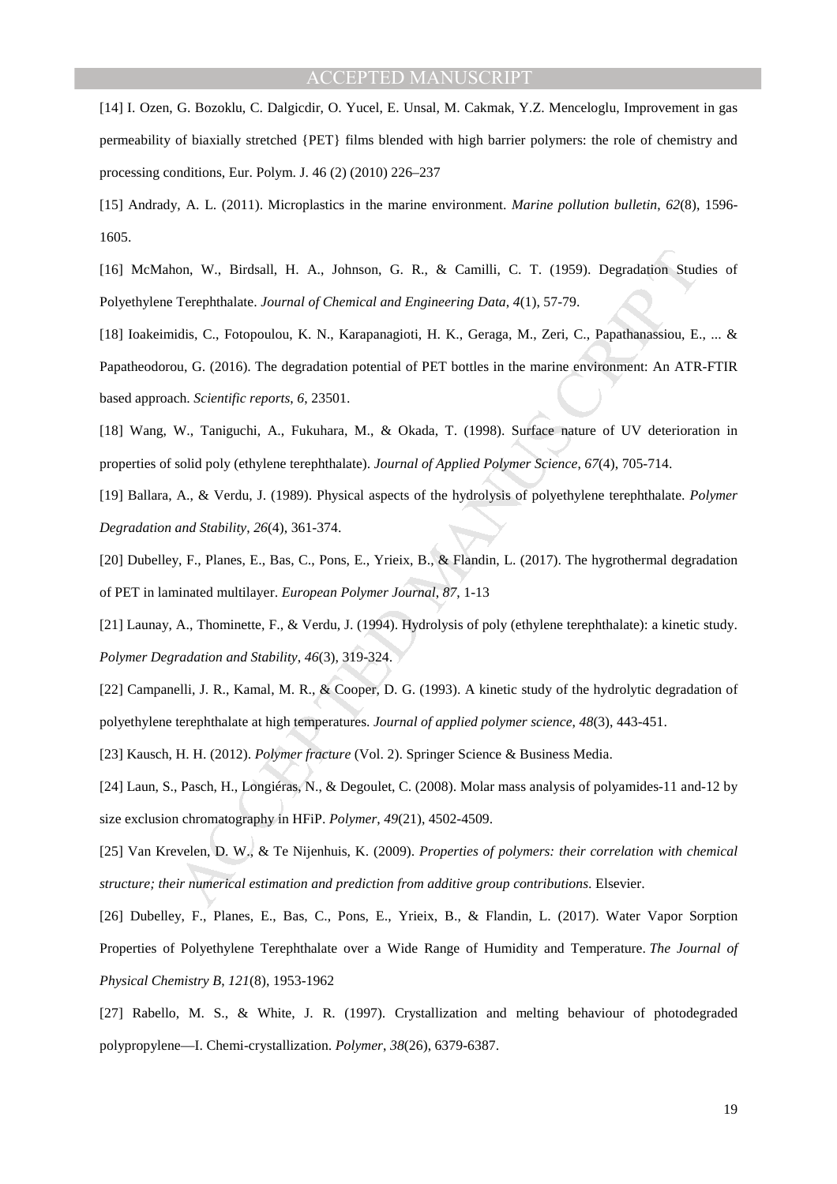[14] I. Ozen, G. Bozoklu, C. Dalgicdir, O. Yucel, E. Unsal, M. Cakmak, Y.Z. Menceloglu, Improvement in gas permeability of biaxially stretched {PET} films blended with high barrier polymers: the role of chemistry and processing conditions, Eur. Polym. J. 46 (2) (2010) 226–237

[15] Andrady, A. L. (2011). Microplastics in the marine environment. *Marine pollution bulletin*, *62*(8), 1596-1605.

[16] McMahon, W., Birdsall, H. A., Johnson, G. R., & Camilli, C. T. (1959). Degradation Studies of Polyethylene Terephthalate. *Journal of Chemical and Engineering Data*, *4*(1), 57-79.

[18] Ioakeimidis, C., Fotopoulou, K. N., Karapanagioti, H. K., Geraga, M., Zeri, C., Papathanassiou, E., ... & Papatheodorou, G. (2016). The degradation potential of PET bottles in the marine environment: An ATR-FTIR based approach. *Scientific reports*, *6*, 23501.

[18] Wang, W., Taniguchi, A., Fukuhara, M., & Okada, T. (1998). Surface nature of UV deterioration in properties of solid poly (ethylene terephthalate). *Journal of Applied Polymer Science*, *67*(4), 705-714.

[19] Ballara, A., & Verdu, J. (1989). Physical aspects of the hydrolysis of polyethylene terephthalate. *Polymer Degradation and Stability*, *26*(4), 361-374.

[20] Dubelley, F., Planes, E., Bas, C., Pons, E., Yrieix, B., & Flandin, L. (2017). The hygrothermal degradation of PET in laminated multilayer. *European Polymer Journal*, *87*, 1-13

[21] Launay, A., Thominette, F., & Verdu, J. (1994). Hydrolysis of poly (ethylene terephthalate): a kinetic study. *Polymer Degradation and Stability*, *46*(3), 319-324.

[22] Campanelli, J. R., Kamal, M. R., & Cooper, D. G. (1993). A kinetic study of the hydrolytic degradation of polyethylene terephthalate at high temperatures. *Journal of applied polymer science*, *48*(3), 443-451.

[23] Kausch, H. H. (2012). *Polymer fracture* (Vol. 2). Springer Science & Business Media.

[24] Laun, S., Pasch, H., Longiéras, N., & Degoulet, C. (2008). Molar mass analysis of polyamides-11 and-12 by size exclusion chromatography in HFiP. *Polymer*, *49*(21), 4502-4509.

[25] Van Krevelen, D. W., & Te Nijenhuis, K. (2009). *Properties of polymers: their correlation with chemical structure; their numerical estimation and prediction from additive group contributions*. Elsevier.

[26] Dubelley, F., Planes, E., Bas, C., Pons, E., Yrieix, B., & Flandin, L. (2017). Water Vapor Sorption Properties of Polyethylene Terephthalate over a Wide Range of Humidity and Temperature. *The Journal of Physical Chemistry B*, *121*(8), 1953-1962

[27] Rabello, M. S., & White, J. R. (1997). Crystallization and melting behaviour of photodegraded polypropylene—I. Chemi-crystallization. *Polymer*, *38*(26), 6379-6387.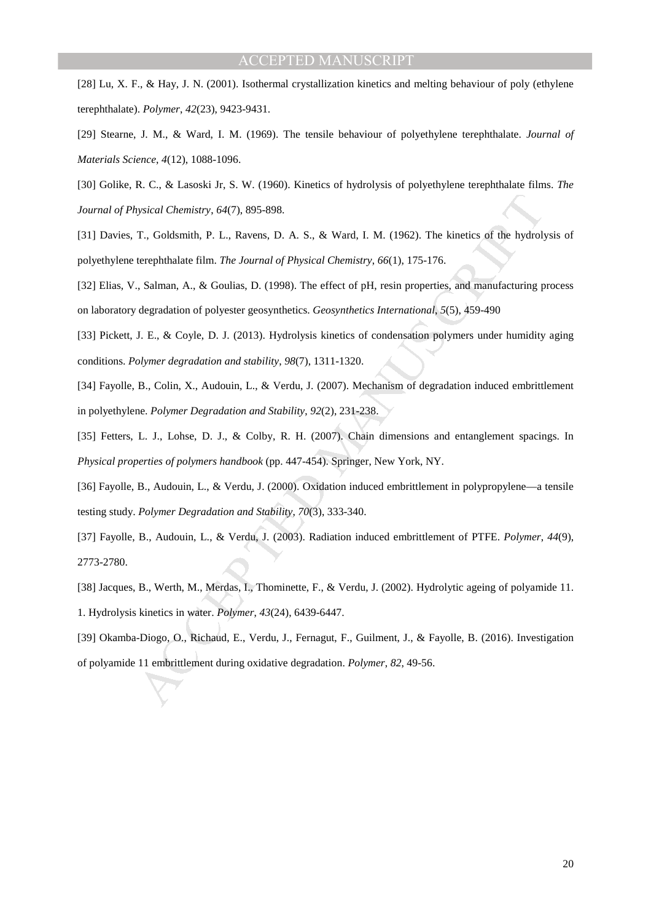[28] Lu, X. F., & Hay, J. N. (2001). Isothermal crystallization kinetics and melting behaviour of poly (ethylene terephthalate). *Polymer*, *42*(23), 9423-9431.

[29] Stearne, J. M., & Ward, I. M. (1969). The tensile behaviour of polyethylene terephthalate. *Journal of Materials Science*, *4*(12), 1088-1096.

[30] Golike, R. C., & Lasoski Jr, S. W. (1960). Kinetics of hydrolysis of polyethylene terephthalate films. *The Journal of Physical Chemistry*, *64*(7), 895-898.

[31] Davies, T., Goldsmith, P. L., Ravens, D. A. S., & Ward, I. M. (1962). The kinetics of the hydrolysis of polyethylene terephthalate film. *The Journal of Physical Chemistry*, *66*(1), 175-176.

[32] Elias, V., Salman, A., & Goulias, D. (1998). The effect of pH, resin properties, and manufacturing process on laboratory degradation of polyester geosynthetics. *Geosynthetics International*, *5*(5), 459-490

[33] Pickett, J. E., & Coyle, D. J. (2013). Hydrolysis kinetics of condensation polymers under humidity aging conditions. *Polymer degradation and stability*, *98*(7), 1311-1320.

[34] Fayolle, B., Colin, X., Audouin, L., & Verdu, J. (2007). Mechanism of degradation induced embrittlement in polyethylene. *Polymer Degradation and Stability*, *92*(2), 231-238.

[35] Fetters, L. J., Lohse, D. J., & Colby, R. H. (2007). Chain dimensions and entanglement spacings. In *Physical properties of polymers handbook* (pp. 447-454). Springer, New York, NY.

[36] Fayolle, B., Audouin, L., & Verdu, J. (2000). Oxidation induced embrittlement in polypropylene—a tensile testing study. *Polymer Degradation and Stability*, *70*(3), 333-340.

[37] Fayolle, B., Audouin, L., & Verdu, J. (2003). Radiation induced embrittlement of PTFE. *Polymer*, *44*(9), 2773-2780.

[38] Jacques, B., Werth, M., Merdas, I., Thominette, F., & Verdu, J. (2002). Hydrolytic ageing of polyamide 11. 1. Hydrolysis kinetics in water. *Polymer*, *43*(24), 6439-6447.

[39] Okamba-Diogo, O., Richaud, E., Verdu, J., Fernagut, F., Guilment, J., & Fayolle, B. (2016). Investigation of polyamide 11 embrittlement during oxidative degradation. *Polymer*, *82*, 49-56.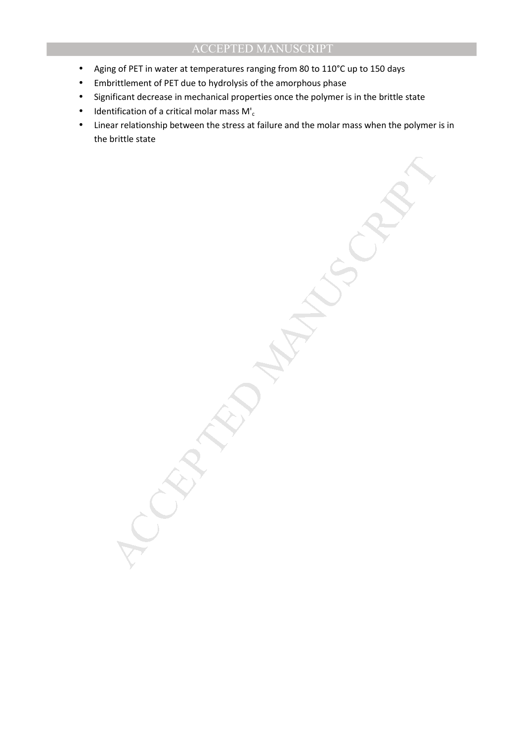- Aging of PET in water at temperatures ranging from 80 to 110°C up to 150 days
- Embrittlement of PET due to hydrolysis of the amorphous phase
- Significant decrease in mechanical properties once the polymer is in the brittle state
- Identification of a critical molar mass $M'_c$
- Linear relationship between the stress at failure and the molar mass when the polymer is in the brittle state